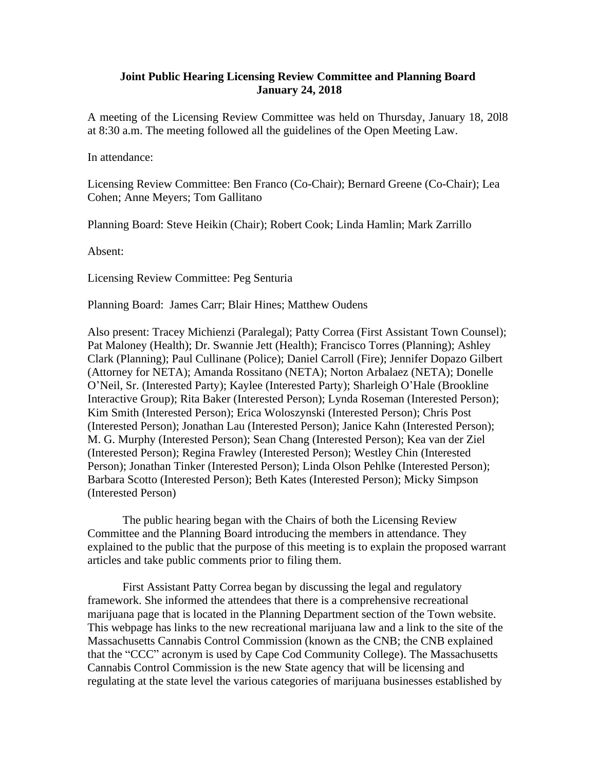**Joint Public Hearing Licensing Review Committee and Planning Board**
**January 24, 2018**

A meeting of the Licensing Review Committee was held on Thursday, January 18, 20l8 at 8:30 a.m. The meeting followed all the guidelines of the Open Meeting Law.

In attendance:

Licensing Review Committee: Ben Franco (Co-Chair); Bernard Greene (Co-Chair); Lea Cohen; Anne Meyers; Tom Gallitano

Planning Board: Steve Heikin (Chair); Robert Cook; Linda Hamlin; Mark Zarrillo

Absent:

Licensing Review Committee: Peg Senturia

Planning Board: James Carr; Blair Hines; Matthew Oudens

Also present: Tracey Michienzi (Paralegal); Patty Correa (First Assistant Town Counsel); Pat Maloney (Health); Dr. Swannie Jett (Health); Francisco Torres (Planning); Ashley Clark (Planning); Paul Cullinane (Police); Daniel Carroll (Fire); Jennifer Dopazo Gilbert (Attorney for NETA); Amanda Rossitano (NETA); Norton Arbalaez (NETA); Donelle O'Neil, Sr. (Interested Party); Kaylee (Interested Party); Sharleigh O'Hale (Brookline Interactive Group); Rita Baker (Interested Person); Lynda Roseman (Interested Person); Kim Smith (Interested Person); Erica Woloszynski (Interested Person); Chris Post (Interested Person); Jonathan Lau (Interested Person); Janice Kahn (Interested Person); M. G. Murphy (Interested Person); Sean Chang (Interested Person); Kea van der Ziel (Interested Person); Regina Frawley (Interested Person); Westley Chin (Interested Person); Jonathan Tinker (Interested Person); Linda Olson Pehlke (Interested Person); Barbara Scotto (Interested Person); Beth Kates (Interested Person); Micky Simpson (Interested Person)

The public hearing began with the Chairs of both the Licensing Review Committee and the Planning Board introducing the members in attendance. They explained to the public that the purpose of this meeting is to explain the proposed warrant articles and take public comments prior to filing them.

First Assistant Patty Correa began by discussing the legal and regulatory framework. She informed the attendees that there is a comprehensive recreational marijuana page that is located in the Planning Department section of the Town website. This webpage has links to the new recreational marijuana law and a link to the site of the Massachusetts Cannabis Control Commission (known as the CNB; the CNB explained that the "CCC" acronym is used by Cape Cod Community College). The Massachusetts Cannabis Control Commission is the new State agency that will be licensing and regulating at the state level the various categories of marijuana businesses established by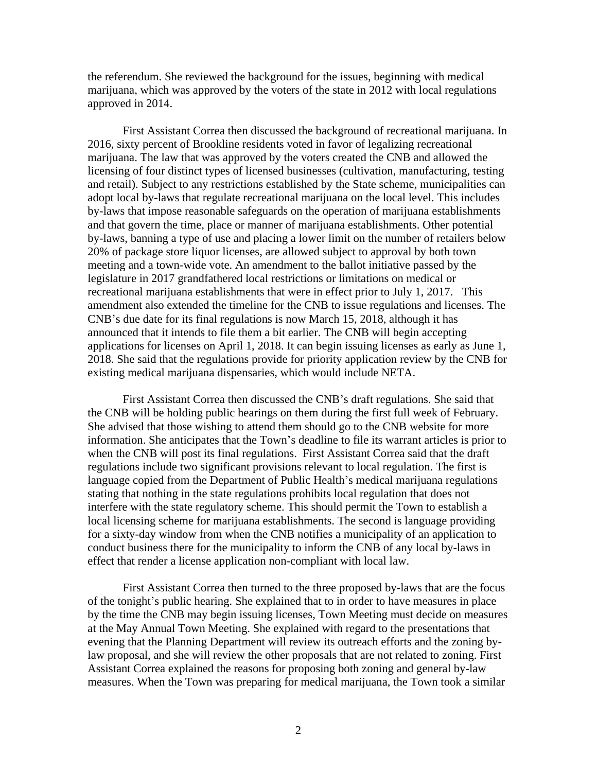the referendum. She reviewed the background for the issues, beginning with medical marijuana, which was approved by the voters of the state in 2012 with local regulations approved in 2014.

First Assistant Correa then discussed the background of recreational marijuana. In 2016, sixty percent of Brookline residents voted in favor of legalizing recreational marijuana. The law that was approved by the voters created the CNB and allowed the licensing of four distinct types of licensed businesses (cultivation, manufacturing, testing and retail). Subject to any restrictions established by the State scheme, municipalities can adopt local by-laws that regulate recreational marijuana on the local level. This includes by-laws that impose reasonable safeguards on the operation of marijuana establishments and that govern the time, place or manner of marijuana establishments. Other potential by-laws, banning a type of use and placing a lower limit on the number of retailers below 20% of package store liquor licenses, are allowed subject to approval by both town meeting and a town-wide vote. An amendment to the ballot initiative passed by the legislature in 2017 grandfathered local restrictions or limitations on medical or recreational marijuana establishments that were in effect prior to July 1, 2017. This amendment also extended the timeline for the CNB to issue regulations and licenses. The CNB's due date for its final regulations is now March 15, 2018, although it has announced that it intends to file them a bit earlier. The CNB will begin accepting applications for licenses on April 1, 2018. It can begin issuing licenses as early as June 1, 2018. She said that the regulations provide for priority application review by the CNB for existing medical marijuana dispensaries, which would include NETA.

First Assistant Correa then discussed the CNB's draft regulations. She said that the CNB will be holding public hearings on them during the first full week of February. She advised that those wishing to attend them should go to the CNB website for more information. She anticipates that the Town's deadline to file its warrant articles is prior to when the CNB will post its final regulations. First Assistant Correa said that the draft regulations include two significant provisions relevant to local regulation. The first is language copied from the Department of Public Health's medical marijuana regulations stating that nothing in the state regulations prohibits local regulation that does not interfere with the state regulatory scheme. This should permit the Town to establish a local licensing scheme for marijuana establishments. The second is language providing for a sixty-day window from when the CNB notifies a municipality of an application to conduct business there for the municipality to inform the CNB of any local by-laws in effect that render a license application non-compliant with local law.

First Assistant Correa then turned to the three proposed by-laws that are the focus of the tonight's public hearing. She explained that to in order to have measures in place by the time the CNB may begin issuing licenses, Town Meeting must decide on measures at the May Annual Town Meeting. She explained with regard to the presentations that evening that the Planning Department will review its outreach efforts and the zoning by-law proposal, and she will review the other proposals that are not related to zoning. First Assistant Correa explained the reasons for proposing both zoning and general by-law measures. When the Town was preparing for medical marijuana, the Town took a similar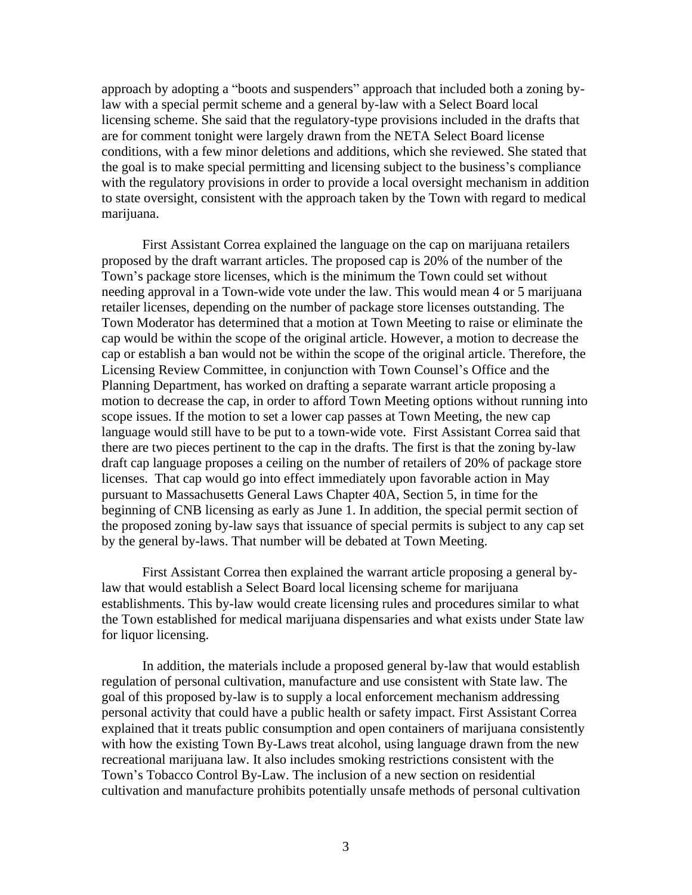approach by adopting a "boots and suspenders" approach that included both a zoning by-law with a special permit scheme and a general by-law with a Select Board local licensing scheme. She said that the regulatory-type provisions included in the drafts that are for comment tonight were largely drawn from the NETA Select Board license conditions, with a few minor deletions and additions, which she reviewed. She stated that the goal is to make special permitting and licensing subject to the business's compliance with the regulatory provisions in order to provide a local oversight mechanism in addition to state oversight, consistent with the approach taken by the Town with regard to medical marijuana.

First Assistant Correa explained the language on the cap on marijuana retailers proposed by the draft warrant articles. The proposed cap is 20% of the number of the Town's package store licenses, which is the minimum the Town could set without needing approval in a Town-wide vote under the law. This would mean 4 or 5 marijuana retailer licenses, depending on the number of package store licenses outstanding. The Town Moderator has determined that a motion at Town Meeting to raise or eliminate the cap would be within the scope of the original article. However, a motion to decrease the cap or establish a ban would not be within the scope of the original article. Therefore, the Licensing Review Committee, in conjunction with Town Counsel's Office and the Planning Department, has worked on drafting a separate warrant article proposing a motion to decrease the cap, in order to afford Town Meeting options without running into scope issues. If the motion to set a lower cap passes at Town Meeting, the new cap language would still have to be put to a town-wide vote. First Assistant Correa said that there are two pieces pertinent to the cap in the drafts. The first is that the zoning by-law draft cap language proposes a ceiling on the number of retailers of 20% of package store licenses. That cap would go into effect immediately upon favorable action in May pursuant to Massachusetts General Laws Chapter 40A, Section 5, in time for the beginning of CNB licensing as early as June 1. In addition, the special permit section of the proposed zoning by-law says that issuance of special permits is subject to any cap set by the general by-laws. That number will be debated at Town Meeting.

First Assistant Correa then explained the warrant article proposing a general by-law that would establish a Select Board local licensing scheme for marijuana establishments. This by-law would create licensing rules and procedures similar to what the Town established for medical marijuana dispensaries and what exists under State law for liquor licensing.

In addition, the materials include a proposed general by-law that would establish regulation of personal cultivation, manufacture and use consistent with State law. The goal of this proposed by-law is to supply a local enforcement mechanism addressing personal activity that could have a public health or safety impact. First Assistant Correa explained that it treats public consumption and open containers of marijuana consistently with how the existing Town By-Laws treat alcohol, using language drawn from the new recreational marijuana law. It also includes smoking restrictions consistent with the Town's Tobacco Control By-Law. The inclusion of a new section on residential cultivation and manufacture prohibits potentially unsafe methods of personal cultivation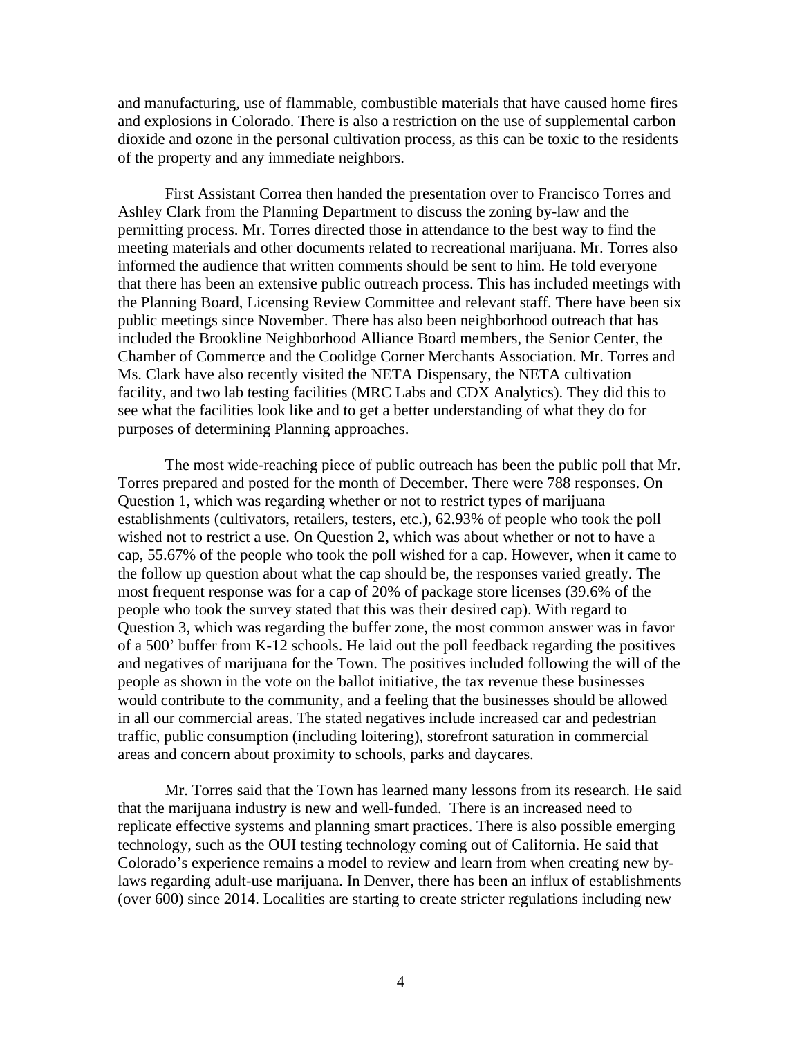and manufacturing, use of flammable, combustible materials that have caused home fires and explosions in Colorado. There is also a restriction on the use of supplemental carbon dioxide and ozone in the personal cultivation process, as this can be toxic to the residents of the property and any immediate neighbors.

First Assistant Correa then handed the presentation over to Francisco Torres and Ashley Clark from the Planning Department to discuss the zoning by-law and the permitting process. Mr. Torres directed those in attendance to the best way to find the meeting materials and other documents related to recreational marijuana. Mr. Torres also informed the audience that written comments should be sent to him. He told everyone that there has been an extensive public outreach process. This has included meetings with the Planning Board, Licensing Review Committee and relevant staff. There have been six public meetings since November. There has also been neighborhood outreach that has included the Brookline Neighborhood Alliance Board members, the Senior Center, the Chamber of Commerce and the Coolidge Corner Merchants Association. Mr. Torres and Ms. Clark have also recently visited the NETA Dispensary, the NETA cultivation facility, and two lab testing facilities (MRC Labs and CDX Analytics). They did this to see what the facilities look like and to get a better understanding of what they do for purposes of determining Planning approaches.

The most wide-reaching piece of public outreach has been the public poll that Mr. Torres prepared and posted for the month of December. There were 788 responses. On Question 1, which was regarding whether or not to restrict types of marijuana establishments (cultivators, retailers, testers, etc.), 62.93% of people who took the poll wished not to restrict a use. On Question 2, which was about whether or not to have a cap, 55.67% of the people who took the poll wished for a cap. However, when it came to the follow up question about what the cap should be, the responses varied greatly. The most frequent response was for a cap of 20% of package store licenses (39.6% of the people who took the survey stated that this was their desired cap). With regard to Question 3, which was regarding the buffer zone, the most common answer was in favor of a 500' buffer from K-12 schools. He laid out the poll feedback regarding the positives and negatives of marijuana for the Town. The positives included following the will of the people as shown in the vote on the ballot initiative, the tax revenue these businesses would contribute to the community, and a feeling that the businesses should be allowed in all our commercial areas. The stated negatives include increased car and pedestrian traffic, public consumption (including loitering), storefront saturation in commercial areas and concern about proximity to schools, parks and daycares.

Mr. Torres said that the Town has learned many lessons from its research. He said that the marijuana industry is new and well-funded. There is an increased need to replicate effective systems and planning smart practices. There is also possible emerging technology, such as the OUI testing technology coming out of California. He said that Colorado's experience remains a model to review and learn from when creating new by-laws regarding adult-use marijuana. In Denver, there has been an influx of establishments (over 600) since 2014. Localities are starting to create stricter regulations including new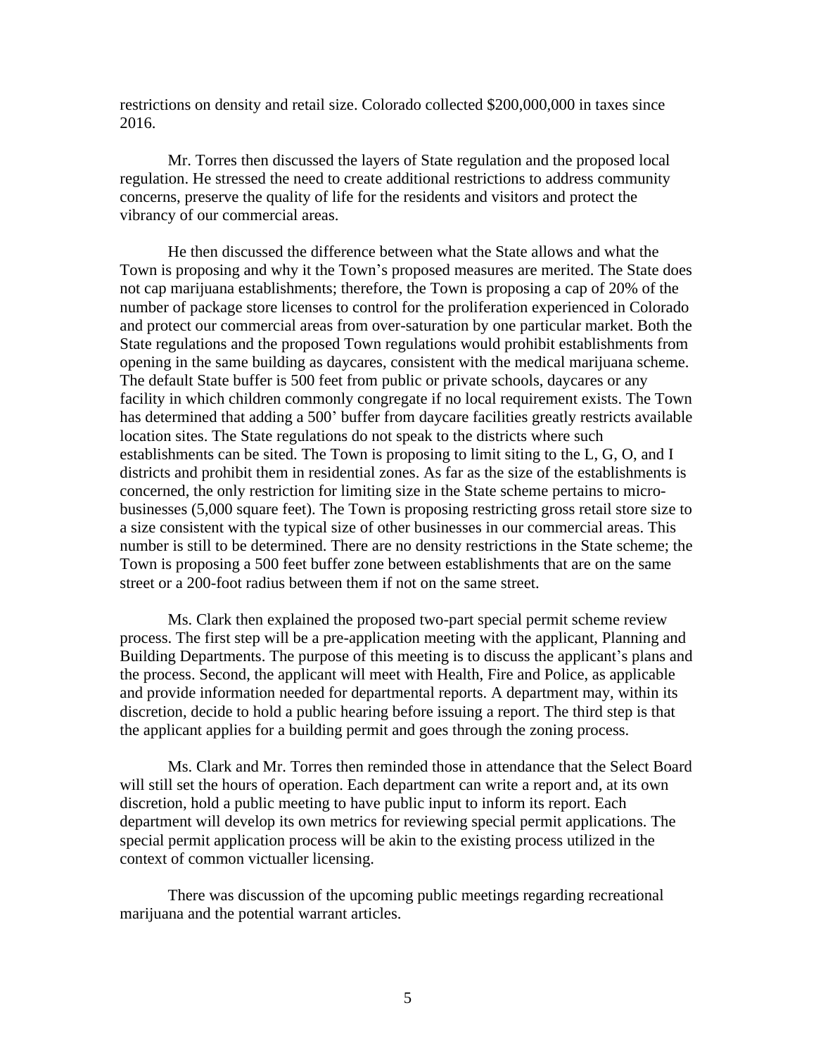restrictions on density and retail size. Colorado collected $200,000,000 in taxes since 2016.

Mr. Torres then discussed the layers of State regulation and the proposed local regulation. He stressed the need to create additional restrictions to address community concerns, preserve the quality of life for the residents and visitors and protect the vibrancy of our commercial areas.

He then discussed the difference between what the State allows and what the Town is proposing and why it the Town's proposed measures are merited. The State does not cap marijuana establishments; therefore, the Town is proposing a cap of 20% of the number of package store licenses to control for the proliferation experienced in Colorado and protect our commercial areas from over-saturation by one particular market. Both the State regulations and the proposed Town regulations would prohibit establishments from opening in the same building as daycares, consistent with the medical marijuana scheme. The default State buffer is 500 feet from public or private schools, daycares or any facility in which children commonly congregate if no local requirement exists. The Town has determined that adding a 500' buffer from daycare facilities greatly restricts available location sites. The State regulations do not speak to the districts where such establishments can be sited. The Town is proposing to limit siting to the L, G, O, and I districts and prohibit them in residential zones. As far as the size of the establishments is concerned, the only restriction for limiting size in the State scheme pertains to micro-businesses (5,000 square feet). The Town is proposing restricting gross retail store size to a size consistent with the typical size of other businesses in our commercial areas. This number is still to be determined. There are no density restrictions in the State scheme; the Town is proposing a 500 feet buffer zone between establishments that are on the same street or a 200-foot radius between them if not on the same street.

Ms. Clark then explained the proposed two-part special permit scheme review process. The first step will be a pre-application meeting with the applicant, Planning and Building Departments. The purpose of this meeting is to discuss the applicant's plans and the process. Second, the applicant will meet with Health, Fire and Police, as applicable and provide information needed for departmental reports. A department may, within its discretion, decide to hold a public hearing before issuing a report. The third step is that the applicant applies for a building permit and goes through the zoning process.

Ms. Clark and Mr. Torres then reminded those in attendance that the Select Board will still set the hours of operation. Each department can write a report and, at its own discretion, hold a public meeting to have public input to inform its report. Each department will develop its own metrics for reviewing special permit applications. The special permit application process will be akin to the existing process utilized in the context of common victualler licensing.

There was discussion of the upcoming public meetings regarding recreational marijuana and the potential warrant articles.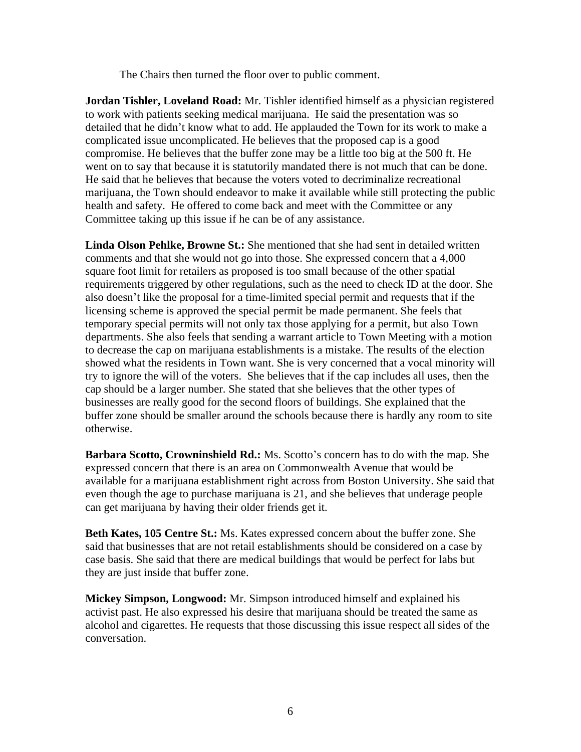The Chairs then turned the floor over to public comment.

**Jordan Tishler, Loveland Road:** Mr. Tishler identified himself as a physician registered to work with patients seeking medical marijuana. He said the presentation was so detailed that he didn't know what to add. He applauded the Town for its work to make a complicated issue uncomplicated. He believes that the proposed cap is a good compromise. He believes that the buffer zone may be a little too big at the 500 ft. He went on to say that because it is statutorily mandated there is not much that can be done. He said that he believes that because the voters voted to decriminalize recreational marijuana, the Town should endeavor to make it available while still protecting the public health and safety. He offered to come back and meet with the Committee or any Committee taking up this issue if he can be of any assistance.

**Linda Olson Pehlke, Browne St.:** She mentioned that she had sent in detailed written comments and that she would not go into those. She expressed concern that a 4,000 square foot limit for retailers as proposed is too small because of the other spatial requirements triggered by other regulations, such as the need to check ID at the door. She also doesn't like the proposal for a time-limited special permit and requests that if the licensing scheme is approved the special permit be made permanent. She feels that temporary special permits will not only tax those applying for a permit, but also Town departments. She also feels that sending a warrant article to Town Meeting with a motion to decrease the cap on marijuana establishments is a mistake. The results of the election showed what the residents in Town want. She is very concerned that a vocal minority will try to ignore the will of the voters. She believes that if the cap includes all uses, then the cap should be a larger number. She stated that she believes that the other types of businesses are really good for the second floors of buildings. She explained that the buffer zone should be smaller around the schools because there is hardly any room to site otherwise.

**Barbara Scotto, Crowninshield Rd.:** Ms. Scotto's concern has to do with the map. She expressed concern that there is an area on Commonwealth Avenue that would be available for a marijuana establishment right across from Boston University. She said that even though the age to purchase marijuana is 21, and she believes that underage people can get marijuana by having their older friends get it.

**Beth Kates, 105 Centre St.:** Ms. Kates expressed concern about the buffer zone. She said that businesses that are not retail establishments should be considered on a case by case basis. She said that there are medical buildings that would be perfect for labs but they are just inside that buffer zone.

**Mickey Simpson, Longwood:** Mr. Simpson introduced himself and explained his activist past. He also expressed his desire that marijuana should be treated the same as alcohol and cigarettes. He requests that those discussing this issue respect all sides of the conversation.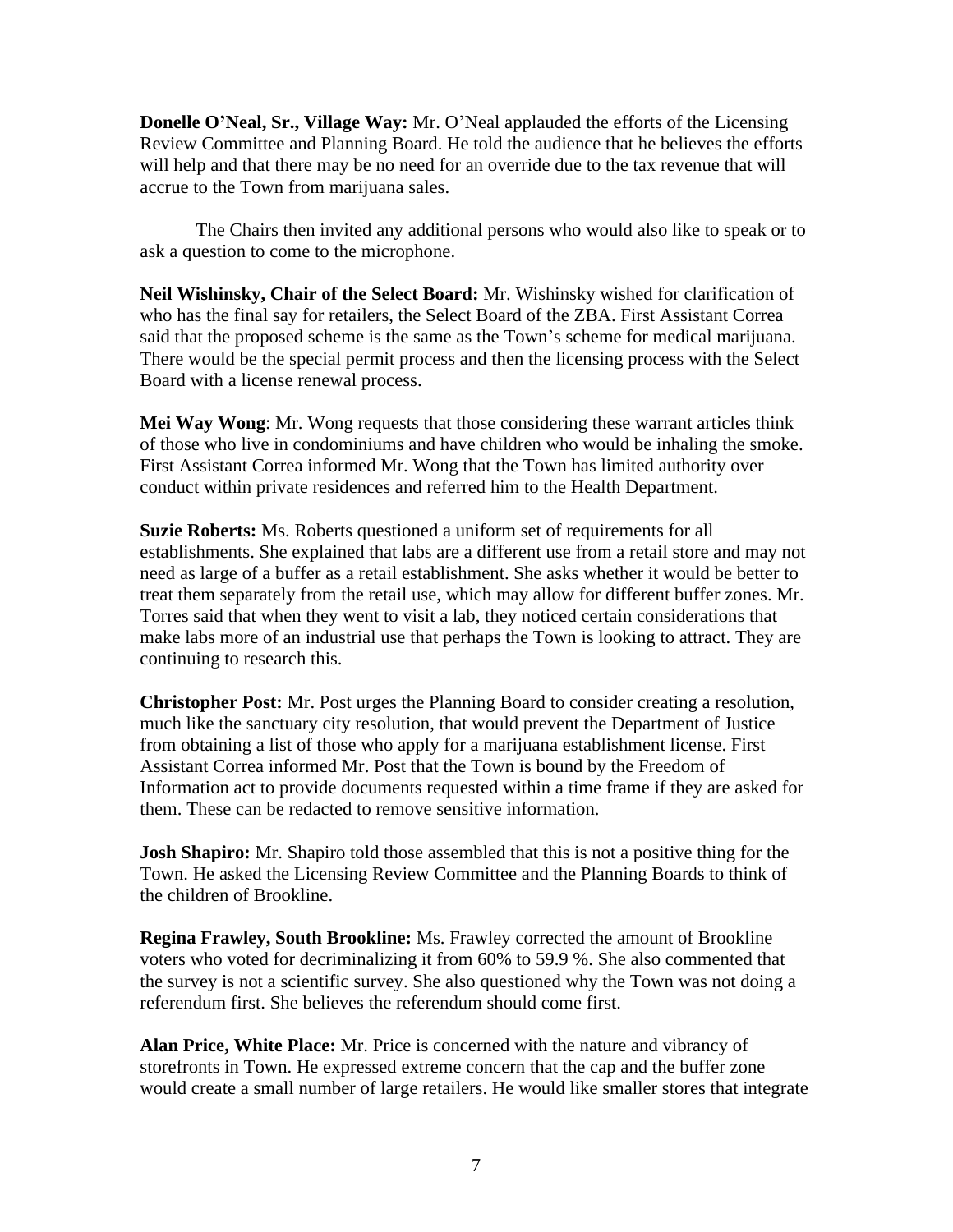**Donelle O'Neal, Sr., Village Way:** Mr. O'Neal applauded the efforts of the Licensing Review Committee and Planning Board. He told the audience that he believes the efforts will help and that there may be no need for an override due to the tax revenue that will accrue to the Town from marijuana sales.

The Chairs then invited any additional persons who would also like to speak or to ask a question to come to the microphone.

**Neil Wishinsky, Chair of the Select Board:** Mr. Wishinsky wished for clarification of who has the final say for retailers, the Select Board of the ZBA. First Assistant Correa said that the proposed scheme is the same as the Town's scheme for medical marijuana. There would be the special permit process and then the licensing process with the Select Board with a license renewal process.

**Mei Way Wong**: Mr. Wong requests that those considering these warrant articles think of those who live in condominiums and have children who would be inhaling the smoke. First Assistant Correa informed Mr. Wong that the Town has limited authority over conduct within private residences and referred him to the Health Department.

**Suzie Roberts:** Ms. Roberts questioned a uniform set of requirements for all establishments. She explained that labs are a different use from a retail store and may not need as large of a buffer as a retail establishment. She asks whether it would be better to treat them separately from the retail use, which may allow for different buffer zones. Mr. Torres said that when they went to visit a lab, they noticed certain considerations that make labs more of an industrial use that perhaps the Town is looking to attract. They are continuing to research this.

**Christopher Post:** Mr. Post urges the Planning Board to consider creating a resolution, much like the sanctuary city resolution, that would prevent the Department of Justice from obtaining a list of those who apply for a marijuana establishment license. First Assistant Correa informed Mr. Post that the Town is bound by the Freedom of Information act to provide documents requested within a time frame if they are asked for them. These can be redacted to remove sensitive information.

**Josh Shapiro:** Mr. Shapiro told those assembled that this is not a positive thing for the Town. He asked the Licensing Review Committee and the Planning Boards to think of the children of Brookline.

**Regina Frawley, South Brookline:** Ms. Frawley corrected the amount of Brookline voters who voted for decriminalizing it from 60% to 59.9 %. She also commented that the survey is not a scientific survey. She also questioned why the Town was not doing a referendum first. She believes the referendum should come first.

**Alan Price, White Place:** Mr. Price is concerned with the nature and vibrancy of storefronts in Town. He expressed extreme concern that the cap and the buffer zone would create a small number of large retailers. He would like smaller stores that integrate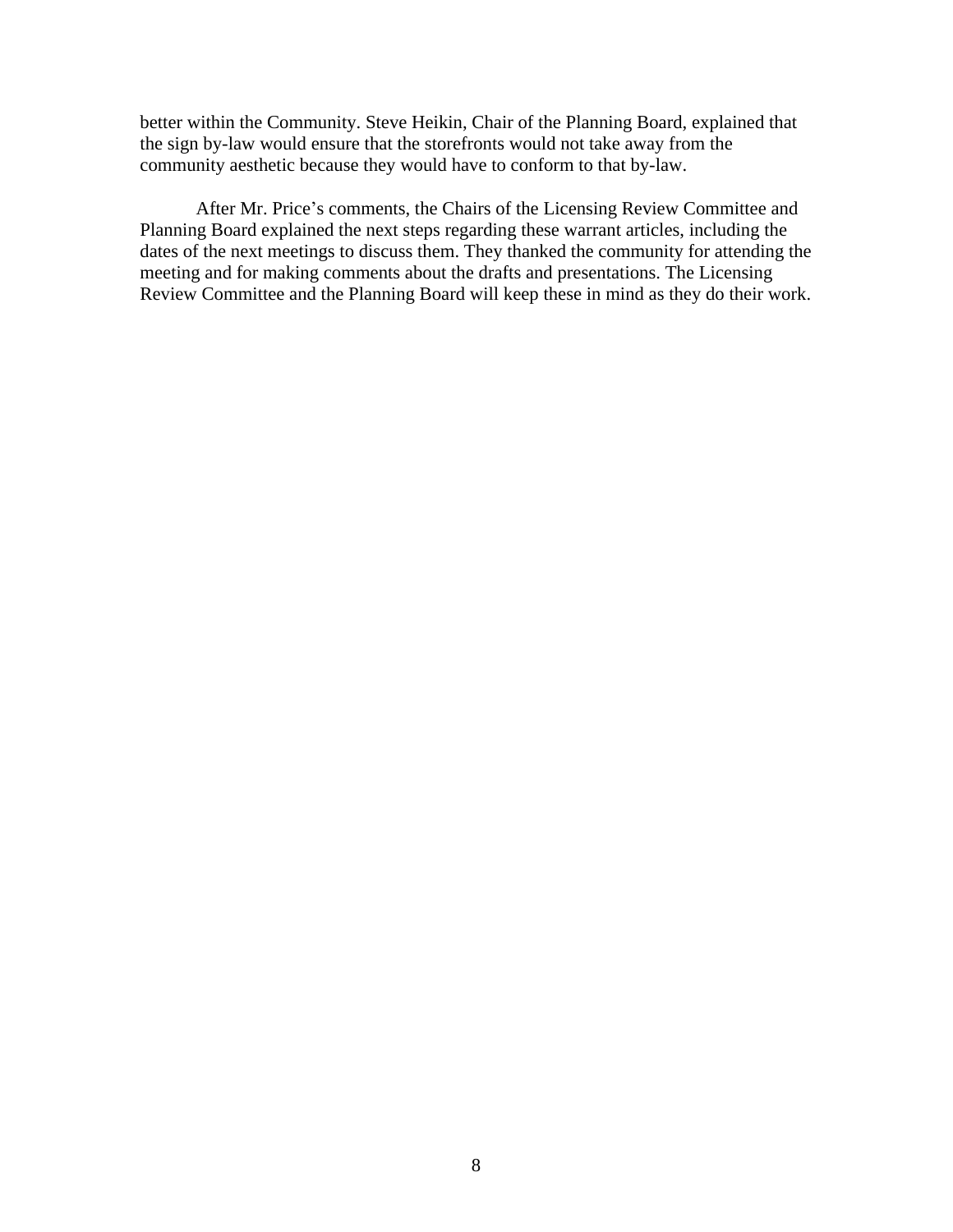better within the Community. Steve Heikin, Chair of the Planning Board, explained that the sign by-law would ensure that the storefronts would not take away from the community aesthetic because they would have to conform to that by-law.

After Mr. Price's comments, the Chairs of the Licensing Review Committee and Planning Board explained the next steps regarding these warrant articles, including the dates of the next meetings to discuss them. They thanked the community for attending the meeting and for making comments about the drafts and presentations. The Licensing Review Committee and the Planning Board will keep these in mind as they do their work.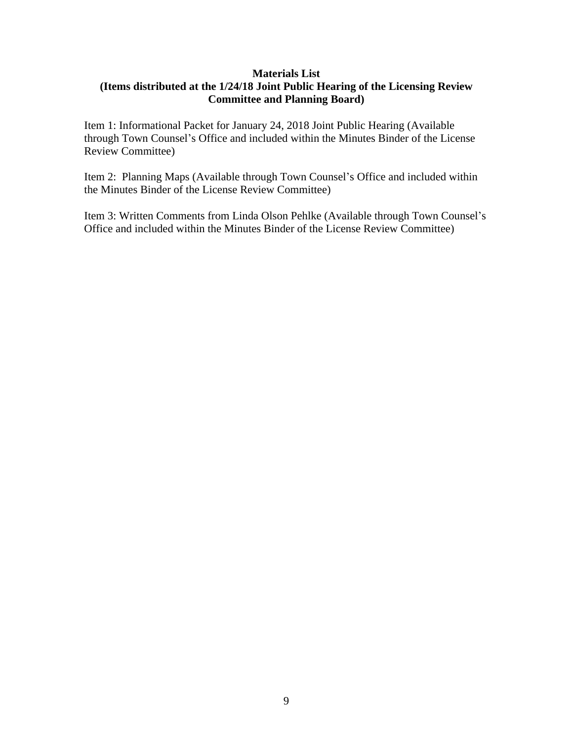**Materials List**
**(Items distributed at the 1/24/18 Joint Public Hearing of the Licensing Review Committee and Planning Board)**

Item 1: Informational Packet for January 24, 2018 Joint Public Hearing (Available through Town Counsel's Office and included within the Minutes Binder of the License Review Committee)

Item 2: Planning Maps (Available through Town Counsel's Office and included within the Minutes Binder of the License Review Committee)

Item 3: Written Comments from Linda Olson Pehlke (Available through Town Counsel's Office and included within the Minutes Binder of the License Review Committee)